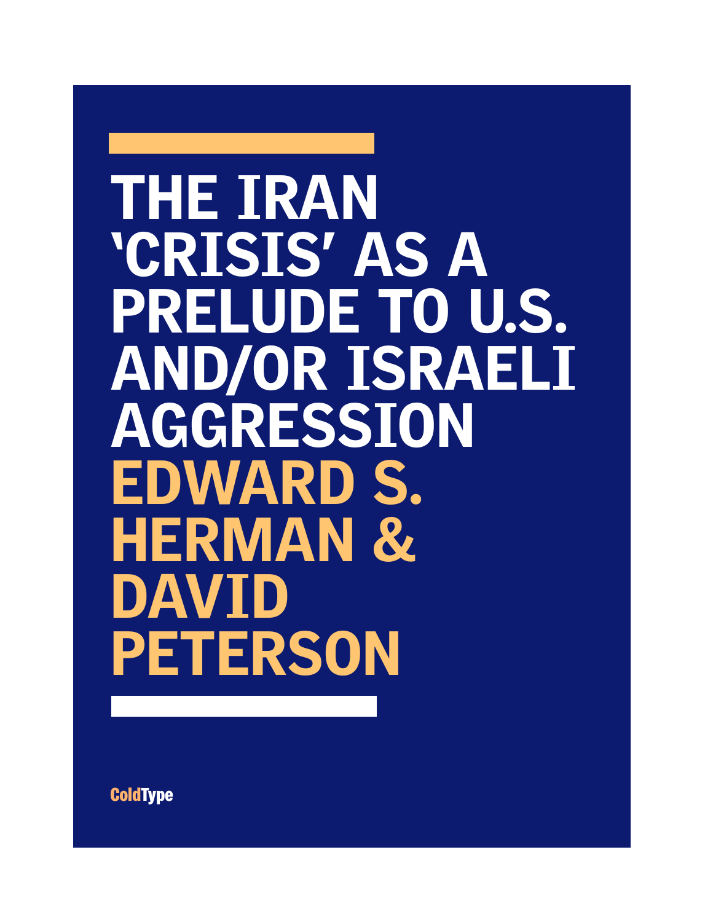# THE IRAN 'CRISIS' AS A PRELUDE TO U.S. AND/OR ISRAELI AGGRESSION

## EDWARD S. HERMAN & DAVID PETERSON

ColdType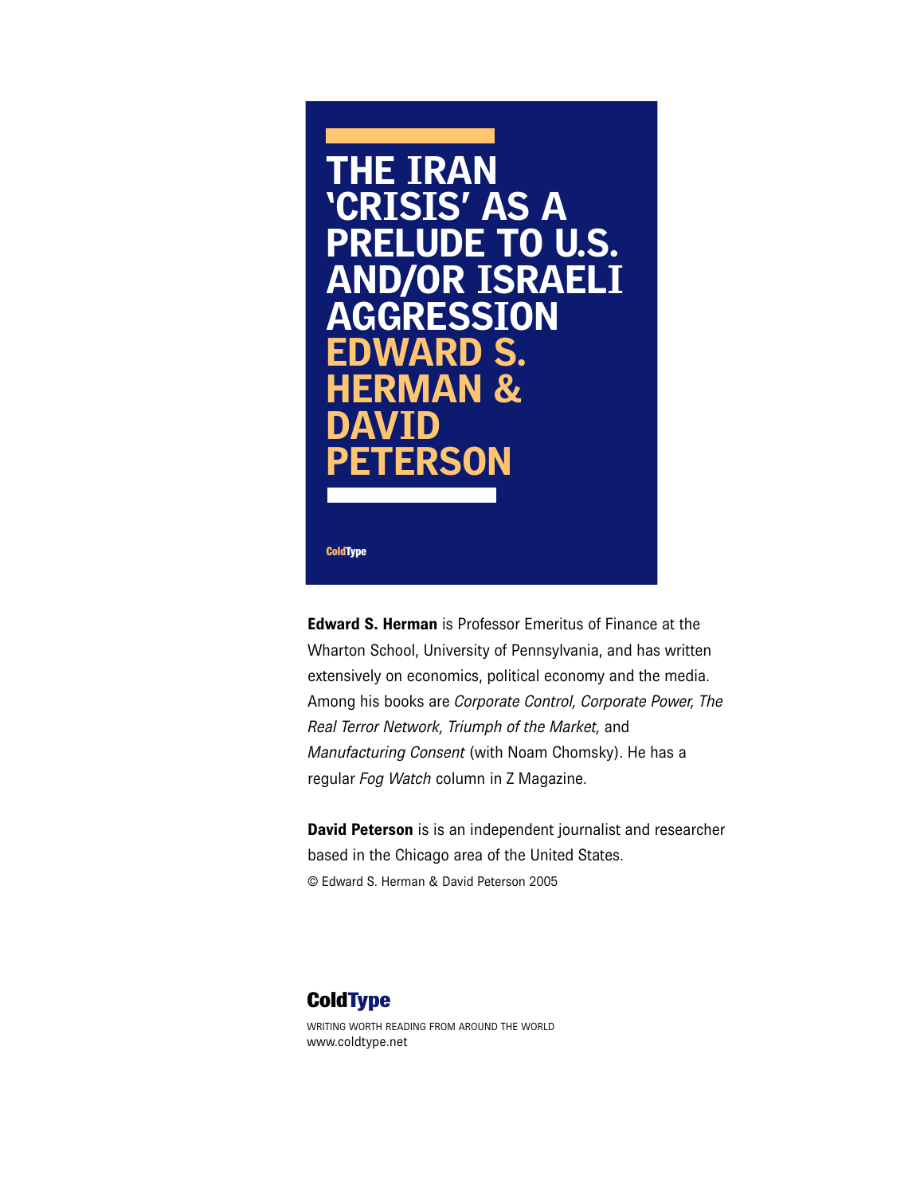# THE IRAN 'CRISIS' AS A PRELUDE TO U.S. AND/OR ISRAELI AGGRESSION

## EDWARD S. HERMAN & DAVID PETERSON

ColdType

**Edward S. Herman** is Professor Emeritus of Finance at the Wharton School, University of Pennsylvania, and has written extensively on economics, political economy and the media. Among his books are *Corporate Control, Corporate Power, The Real Terror Network, Triumph of the Market,* and *Manufacturing Consent* (with Noam Chomsky). He has a regular *Fog Watch* column in Z Magazine.

**David Peterson** is is an independent journalist and researcher based in the Chicago area of the United States.

© Edward S. Herman & David Peterson 2005

**ColdType**

WRITING WORTH READING FROM AROUND THE WORLD
www.coldtype.net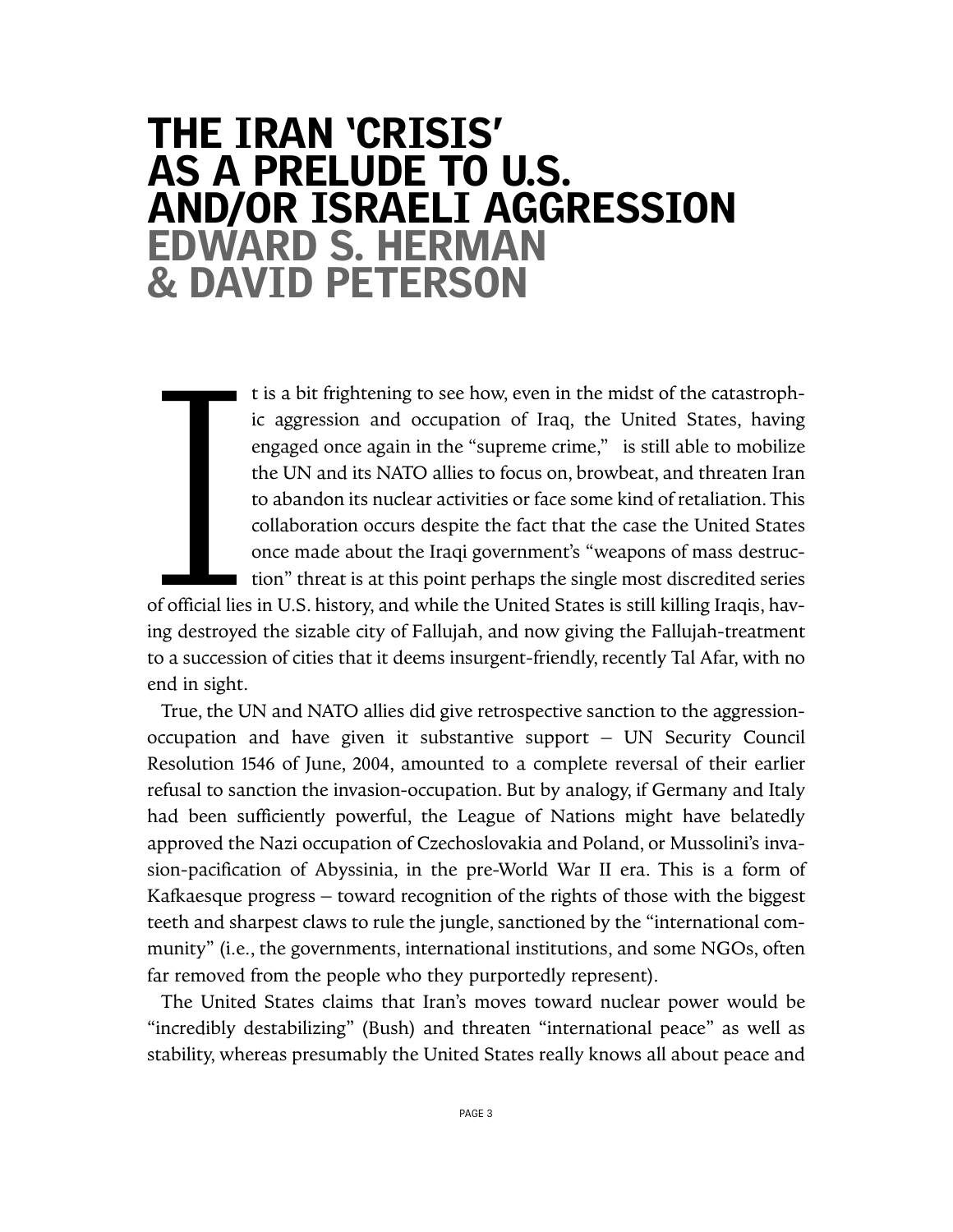# THE IRAN 'CRISIS' AS A PRELUDE TO U.S. AND/OR ISRAELI AGGRESSION

## EDWARD S. HERMAN & DAVID PETERSON

It is a bit frightening to see how, even in the midst of the catastrophic aggression and occupation of Iraq, the United States, having engaged once again in the "supreme crime," is still able to mobilize the UN and its NATO allies to focus on, browbeat, and threaten Iran to abandon its nuclear activities or face some kind of retaliation. This collaboration occurs despite the fact that the case the United States once made about the Iraqi government's "weapons of mass destruction" threat is at this point perhaps the single most discredited series of official lies in U.S. history, and while the United States is still killing Iraqis, having destroyed the sizable city of Fallujah, and now giving the Fallujah-treatment to a succession of cities that it deems insurgent-friendly, recently Tal Afar, with no end in sight.

True, the UN and NATO allies did give retrospective sanction to the aggression-occupation and have given it substantive support – UN Security Council Resolution 1546 of June, 2004, amounted to a complete reversal of their earlier refusal to sanction the invasion-occupation. But by analogy, if Germany and Italy had been sufficiently powerful, the League of Nations might have belatedly approved the Nazi occupation of Czechoslovakia and Poland, or Mussolini's invasion-pacification of Abyssinia, in the pre-World War II era. This is a form of Kafkaesque progress – toward recognition of the rights of those with the biggest teeth and sharpest claws to rule the jungle, sanctioned by the "international community" (i.e., the governments, international institutions, and some NGOs, often far removed from the people who they purportedly represent).

The United States claims that Iran's moves toward nuclear power would be "incredibly destabilizing" (Bush) and threaten "international peace" as well as stability, whereas presumably the United States really knows all about peace and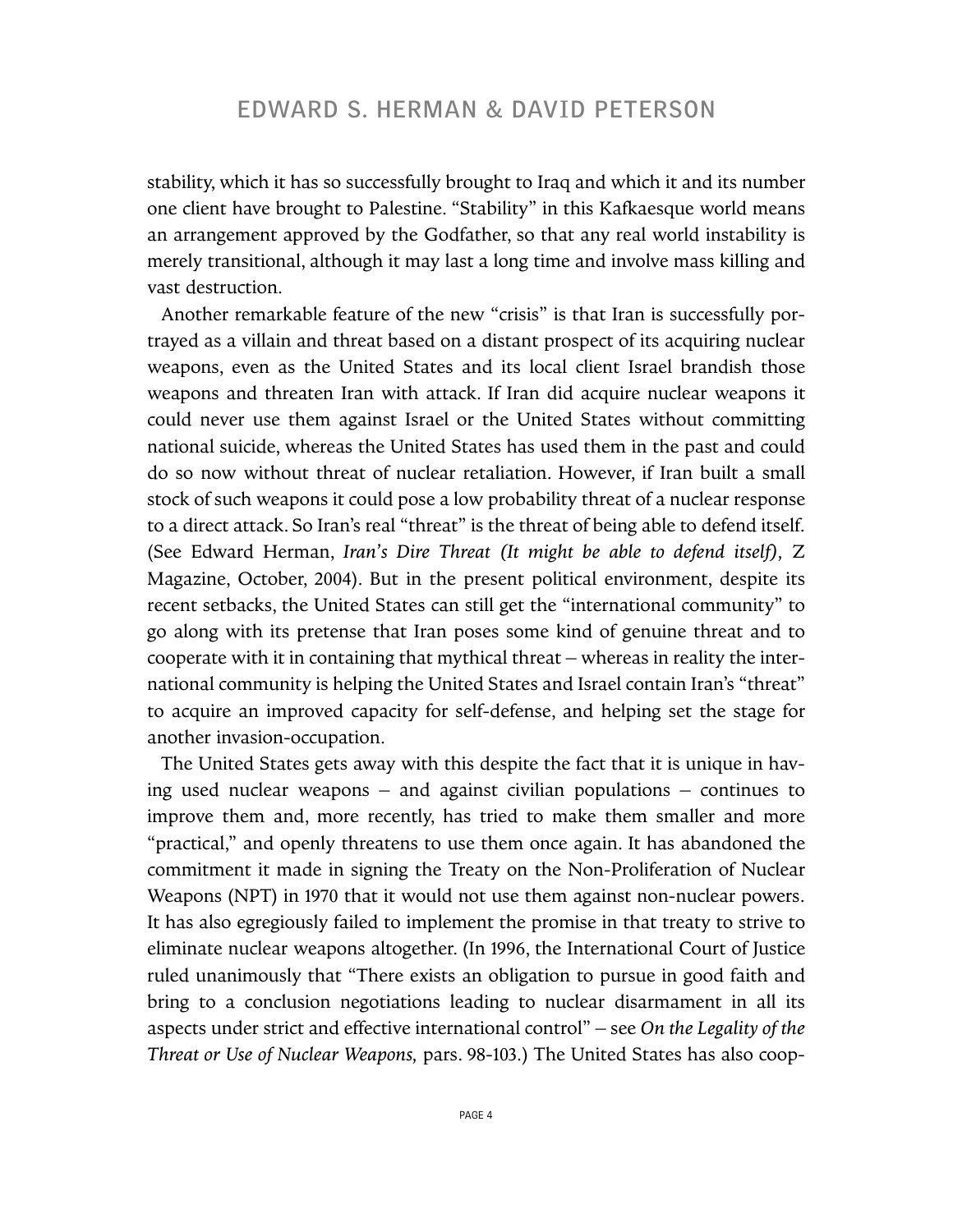stability, which it has so successfully brought to Iraq and which it and its number one client have brought to Palestine. "Stability" in this Kafkaesque world means an arrangement approved by the Godfather, so that any real world instability is merely transitional, although it may last a long time and involve mass killing and vast destruction.

Another remarkable feature of the new "crisis" is that Iran is successfully portrayed as a villain and threat based on a distant prospect of its acquiring nuclear weapons, even as the United States and its local client Israel brandish those weapons and threaten Iran with attack. If Iran did acquire nuclear weapons it could never use them against Israel or the United States without committing national suicide, whereas the United States has used them in the past and could do so now without threat of nuclear retaliation. However, if Iran built a small stock of such weapons it could pose a low probability threat of a nuclear response to a direct attack. So Iran's real "threat" is the threat of being able to defend itself. (See Edward Herman, *Iran's Dire Threat (It might be able to defend itself)*, Z Magazine, October, 2004). But in the present political environment, despite its recent setbacks, the United States can still get the "international community" to go along with its pretense that Iran poses some kind of genuine threat and to cooperate with it in containing that mythical threat – whereas in reality the international community is helping the United States and Israel contain Iran's "threat" to acquire an improved capacity for self-defense, and helping set the stage for another invasion-occupation.

The United States gets away with this despite the fact that it is unique in having used nuclear weapons – and against civilian populations – continues to improve them and, more recently, has tried to make them smaller and more "practical," and openly threatens to use them once again. It has abandoned the commitment it made in signing the Treaty on the Non-Proliferation of Nuclear Weapons (NPT) in 1970 that it would not use them against non-nuclear powers. It has also egregiously failed to implement the promise in that treaty to strive to eliminate nuclear weapons altogether. (In 1996, the International Court of Justice ruled unanimously that "There exists an obligation to pursue in good faith and bring to a conclusion negotiations leading to nuclear disarmament in all its aspects under strict and effective international control" – see *On the Legality of the Threat or Use of Nuclear Weapons,* pars. 98-103.) The United States has also coop-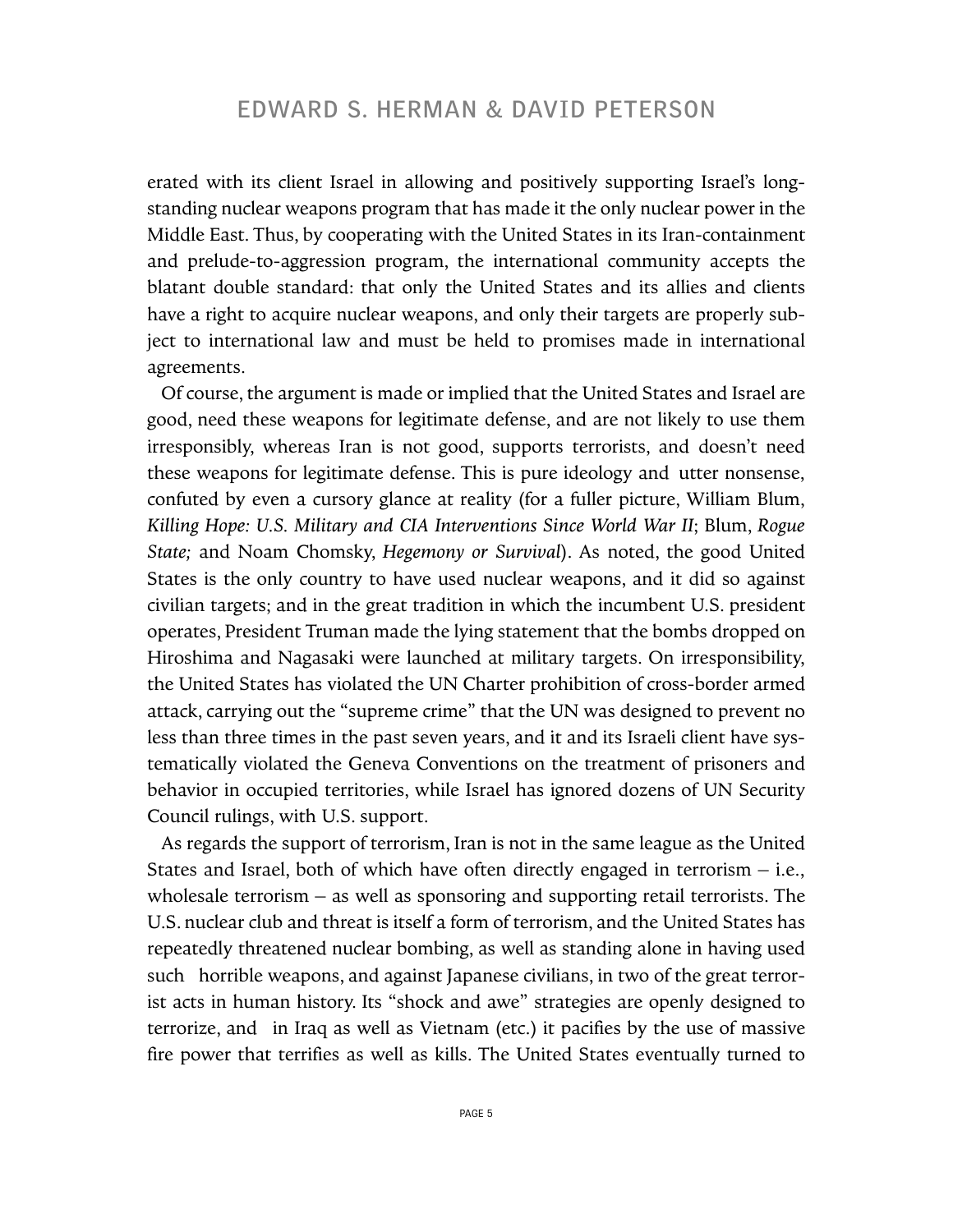erated with its client Israel in allowing and positively supporting Israel's longstanding nuclear weapons program that has made it the only nuclear power in the Middle East. Thus, by cooperating with the United States in its Iran-containment and prelude-to-aggression program, the international community accepts the blatant double standard: that only the United States and its allies and clients have a right to acquire nuclear weapons, and only their targets are properly subject to international law and must be held to promises made in international agreements.

Of course, the argument is made or implied that the United States and Israel are good, need these weapons for legitimate defense, and are not likely to use them irresponsibly, whereas Iran is not good, supports terrorists, and doesn't need these weapons for legitimate defense. This is pure ideology and utter nonsense, confuted by even a cursory glance at reality (for a fuller picture, William Blum, *Killing Hope: U.S. Military and CIA Interventions Since World War II*; Blum, *Rogue State;* and Noam Chomsky, *Hegemony or Survival*). As noted, the good United States is the only country to have used nuclear weapons, and it did so against civilian targets; and in the great tradition in which the incumbent U.S. president operates, President Truman made the lying statement that the bombs dropped on Hiroshima and Nagasaki were launched at military targets. On irresponsibility, the United States has violated the UN Charter prohibition of cross-border armed attack, carrying out the "supreme crime" that the UN was designed to prevent no less than three times in the past seven years, and it and its Israeli client have systematically violated the Geneva Conventions on the treatment of prisoners and behavior in occupied territories, while Israel has ignored dozens of UN Security Council rulings, with U.S. support.

As regards the support of terrorism, Iran is not in the same league as the United States and Israel, both of which have often directly engaged in terrorism – i.e., wholesale terrorism – as well as sponsoring and supporting retail terrorists. The U.S. nuclear club and threat is itself a form of terrorism, and the United States has repeatedly threatened nuclear bombing, as well as standing alone in having used such horrible weapons, and against Japanese civilians, in two of the great terrorist acts in human history. Its "shock and awe" strategies are openly designed to terrorize, and in Iraq as well as Vietnam (etc.) it pacifies by the use of massive fire power that terrifies as well as kills. The United States eventually turned to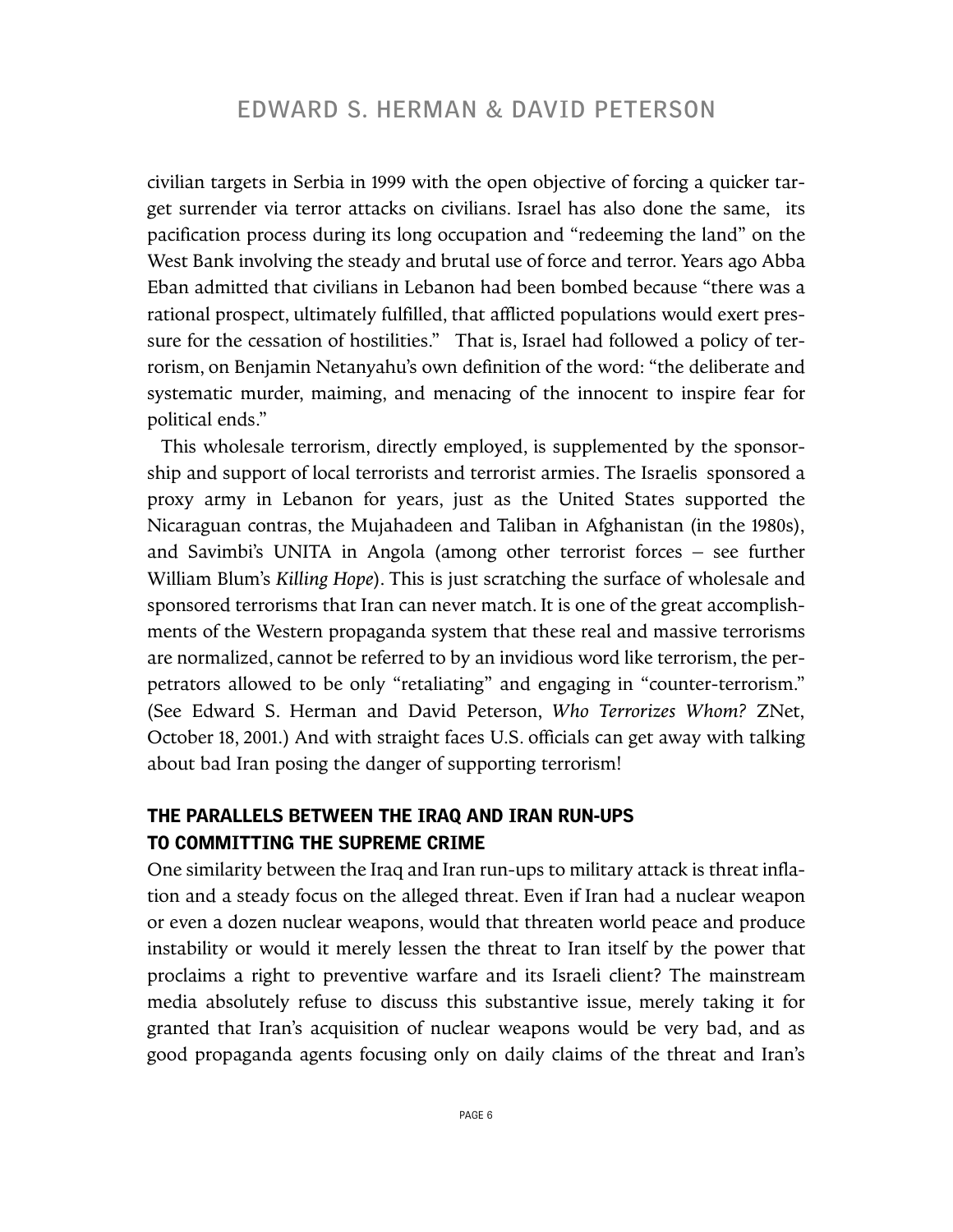civilian targets in Serbia in 1999 with the open objective of forcing a quicker target surrender via terror attacks on civilians. Israel has also done the same, its pacification process during its long occupation and "redeeming the land" on the West Bank involving the steady and brutal use of force and terror. Years ago Abba Eban admitted that civilians in Lebanon had been bombed because "there was a rational prospect, ultimately fulfilled, that afflicted populations would exert pressure for the cessation of hostilities." That is, Israel had followed a policy of terrorism, on Benjamin Netanyahu's own definition of the word: "the deliberate and systematic murder, maiming, and menacing of the innocent to inspire fear for political ends."

This wholesale terrorism, directly employed, is supplemented by the sponsorship and support of local terrorists and terrorist armies. The Israelis sponsored a proxy army in Lebanon for years, just as the United States supported the Nicaraguan contras, the Mujahadeen and Taliban in Afghanistan (in the 1980s), and Savimbi's UNITA in Angola (among other terrorist forces – see further William Blum's *Killing Hope*). This is just scratching the surface of wholesale and sponsored terrorisms that Iran can never match. It is one of the great accomplishments of the Western propaganda system that these real and massive terrorisms are normalized, cannot be referred to by an invidious word like terrorism, the perpetrators allowed to be only "retaliating" and engaging in "counter-terrorism." (See Edward S. Herman and David Peterson, *Who Terrorizes Whom?* ZNet, October 18, 2001.) And with straight faces U.S. officials can get away with talking about bad Iran posing the danger of supporting terrorism!

## THE PARALLELS BETWEEN THE IRAQ AND IRAN RUN-UPS TO COMMITTING THE SUPREME CRIME

One similarity between the Iraq and Iran run-ups to military attack is threat inflation and a steady focus on the alleged threat. Even if Iran had a nuclear weapon or even a dozen nuclear weapons, would that threaten world peace and produce instability or would it merely lessen the threat to Iran itself by the power that proclaims a right to preventive warfare and its Israeli client? The mainstream media absolutely refuse to discuss this substantive issue, merely taking it for granted that Iran's acquisition of nuclear weapons would be very bad, and as good propaganda agents focusing only on daily claims of the threat and Iran's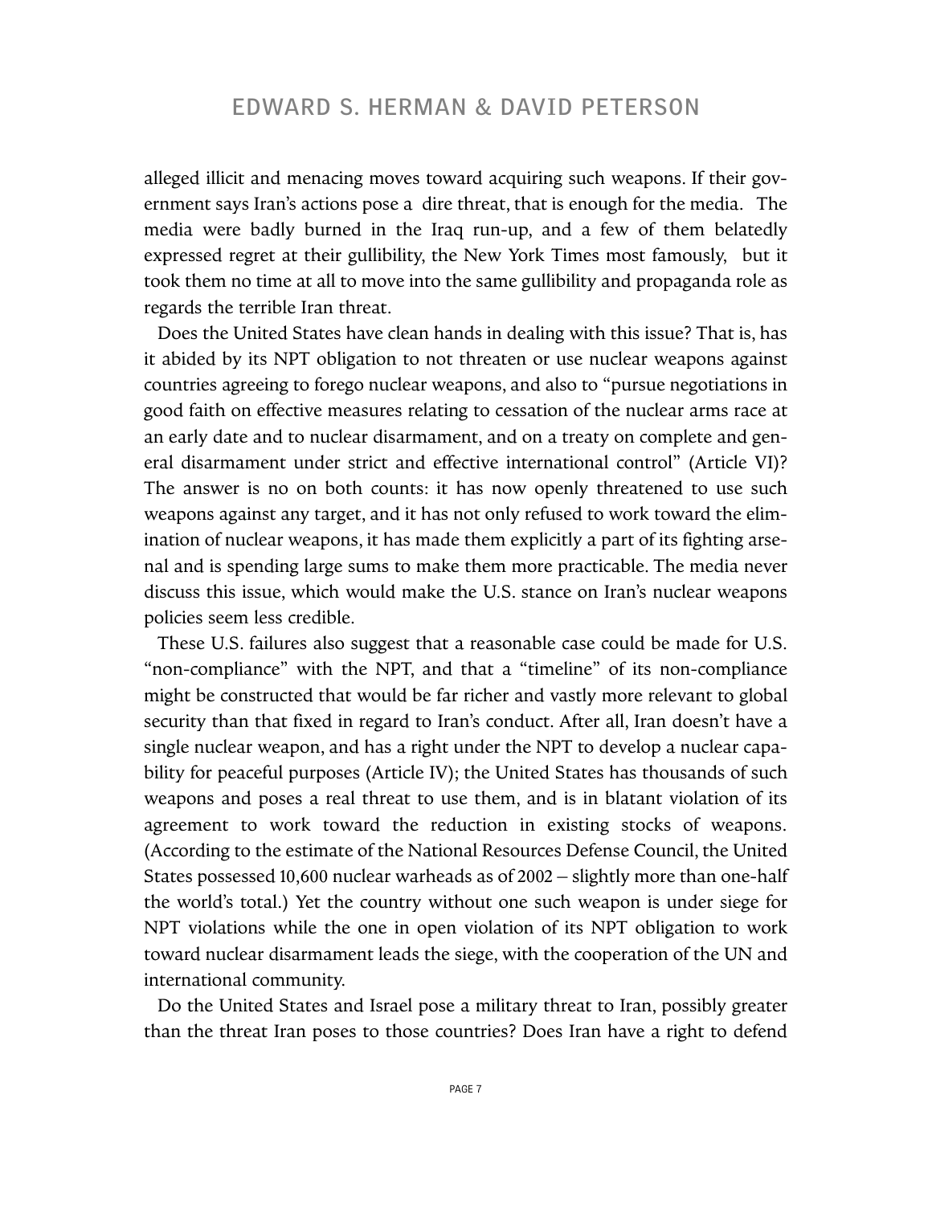alleged illicit and menacing moves toward acquiring such weapons. If their government says Iran's actions pose a dire threat, that is enough for the media. The media were badly burned in the Iraq run-up, and a few of them belatedly expressed regret at their gullibility, the New York Times most famously, but it took them no time at all to move into the same gullibility and propaganda role as regards the terrible Iran threat.

Does the United States have clean hands in dealing with this issue? That is, has it abided by its NPT obligation to not threaten or use nuclear weapons against countries agreeing to forego nuclear weapons, and also to "pursue negotiations in good faith on effective measures relating to cessation of the nuclear arms race at an early date and to nuclear disarmament, and on a treaty on complete and general disarmament under strict and effective international control" (Article VI)? The answer is no on both counts: it has now openly threatened to use such weapons against any target, and it has not only refused to work toward the elimination of nuclear weapons, it has made them explicitly a part of its fighting arsenal and is spending large sums to make them more practicable. The media never discuss this issue, which would make the U.S. stance on Iran's nuclear weapons policies seem less credible.

These U.S. failures also suggest that a reasonable case could be made for U.S. "non-compliance" with the NPT, and that a "timeline" of its non-compliance might be constructed that would be far richer and vastly more relevant to global security than that fixed in regard to Iran's conduct. After all, Iran doesn't have a single nuclear weapon, and has a right under the NPT to develop a nuclear capability for peaceful purposes (Article IV); the United States has thousands of such weapons and poses a real threat to use them, and is in blatant violation of its agreement to work toward the reduction in existing stocks of weapons. (According to the estimate of the National Resources Defense Council, the United States possessed 10,600 nuclear warheads as of 2002 – slightly more than one-half the world's total.) Yet the country without one such weapon is under siege for NPT violations while the one in open violation of its NPT obligation to work toward nuclear disarmament leads the siege, with the cooperation of the UN and international community.

Do the United States and Israel pose a military threat to Iran, possibly greater than the threat Iran poses to those countries? Does Iran have a right to defend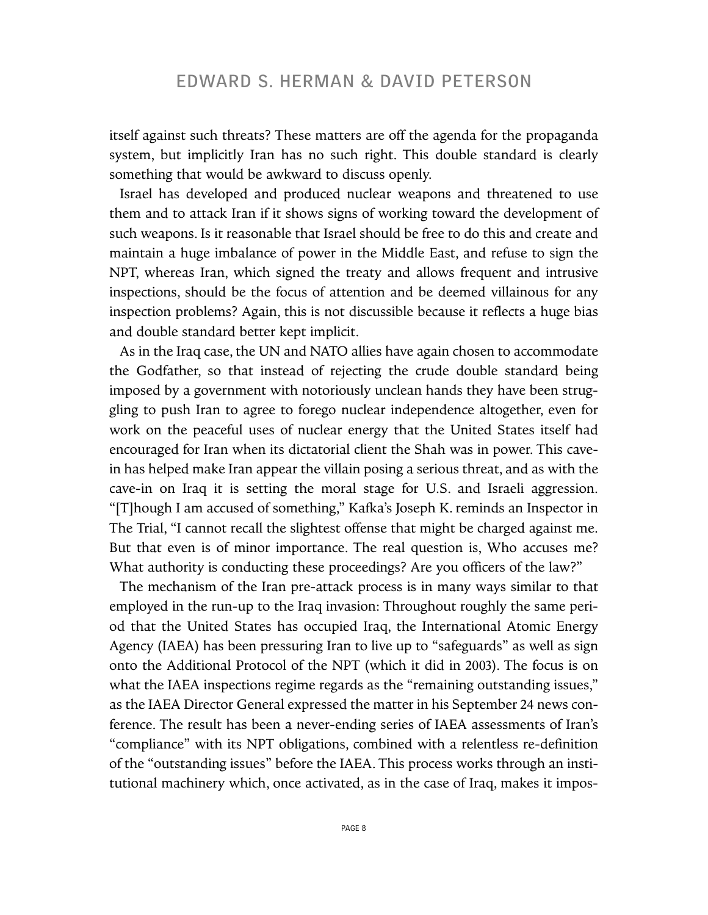itself against such threats? These matters are off the agenda for the propaganda system, but implicitly Iran has no such right. This double standard is clearly something that would be awkward to discuss openly.

Israel has developed and produced nuclear weapons and threatened to use them and to attack Iran if it shows signs of working toward the development of such weapons. Is it reasonable that Israel should be free to do this and create and maintain a huge imbalance of power in the Middle East, and refuse to sign the NPT, whereas Iran, which signed the treaty and allows frequent and intrusive inspections, should be the focus of attention and be deemed villainous for any inspection problems? Again, this is not discussible because it reflects a huge bias and double standard better kept implicit.

As in the Iraq case, the UN and NATO allies have again chosen to accommodate the Godfather, so that instead of rejecting the crude double standard being imposed by a government with notoriously unclean hands they have been struggling to push Iran to agree to forego nuclear independence altogether, even for work on the peaceful uses of nuclear energy that the United States itself had encouraged for Iran when its dictatorial client the Shah was in power. This cave-in has helped make Iran appear the villain posing a serious threat, and as with the cave-in on Iraq it is setting the moral stage for U.S. and Israeli aggression. "[T]hough I am accused of something," Kafka's Joseph K. reminds an Inspector in The Trial, "I cannot recall the slightest offense that might be charged against me. But that even is of minor importance. The real question is, Who accuses me? What authority is conducting these proceedings? Are you officers of the law?"

The mechanism of the Iran pre-attack process is in many ways similar to that employed in the run-up to the Iraq invasion: Throughout roughly the same period that the United States has occupied Iraq, the International Atomic Energy Agency (IAEA) has been pressuring Iran to live up to "safeguards" as well as sign onto the Additional Protocol of the NPT (which it did in 2003). The focus is on what the IAEA inspections regime regards as the "remaining outstanding issues," as the IAEA Director General expressed the matter in his September 24 news conference. The result has been a never-ending series of IAEA assessments of Iran's "compliance" with its NPT obligations, combined with a relentless re-definition of the "outstanding issues" before the IAEA. This process works through an institutional machinery which, once activated, as in the case of Iraq, makes it impos-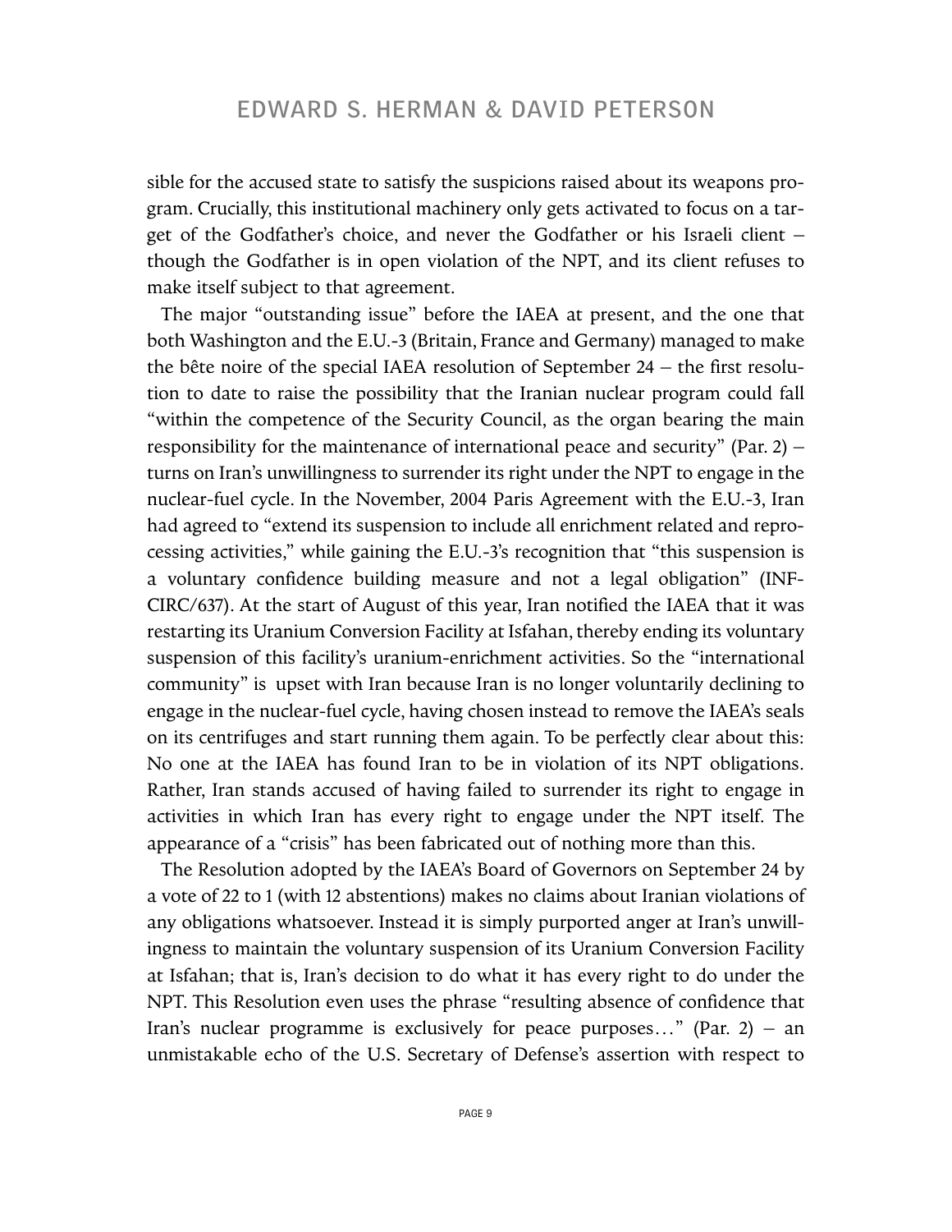sible for the accused state to satisfy the suspicions raised about its weapons program. Crucially, this institutional machinery only gets activated to focus on a target of the Godfather's choice, and never the Godfather or his Israeli client – though the Godfather is in open violation of the NPT, and its client refuses to make itself subject to that agreement.

The major "outstanding issue" before the IAEA at present, and the one that both Washington and the E.U.-3 (Britain, France and Germany) managed to make the bête noire of the special IAEA resolution of September 24 – the first resolution to date to raise the possibility that the Iranian nuclear program could fall "within the competence of the Security Council, as the organ bearing the main responsibility for the maintenance of international peace and security" (Par. 2) – turns on Iran's unwillingness to surrender its right under the NPT to engage in the nuclear-fuel cycle. In the November, 2004 Paris Agreement with the E.U.-3, Iran had agreed to "extend its suspension to include all enrichment related and reprocessing activities," while gaining the E.U.-3's recognition that "this suspension is a voluntary confidence building measure and not a legal obligation" (INFCIRC/637). At the start of August of this year, Iran notified the IAEA that it was restarting its Uranium Conversion Facility at Isfahan, thereby ending its voluntary suspension of this facility's uranium-enrichment activities. So the "international community" is upset with Iran because Iran is no longer voluntarily declining to engage in the nuclear-fuel cycle, having chosen instead to remove the IAEA's seals on its centrifuges and start running them again. To be perfectly clear about this: No one at the IAEA has found Iran to be in violation of its NPT obligations. Rather, Iran stands accused of having failed to surrender its right to engage in activities in which Iran has every right to engage under the NPT itself. The appearance of a "crisis" has been fabricated out of nothing more than this.

The Resolution adopted by the IAEA's Board of Governors on September 24 by a vote of 22 to 1 (with 12 abstentions) makes no claims about Iranian violations of any obligations whatsoever. Instead it is simply purported anger at Iran's unwillingness to maintain the voluntary suspension of its Uranium Conversion Facility at Isfahan; that is, Iran's decision to do what it has every right to do under the NPT. This Resolution even uses the phrase "resulting absence of confidence that Iran's nuclear programme is exclusively for peace purposes…" (Par. 2) – an unmistakable echo of the U.S. Secretary of Defense's assertion with respect to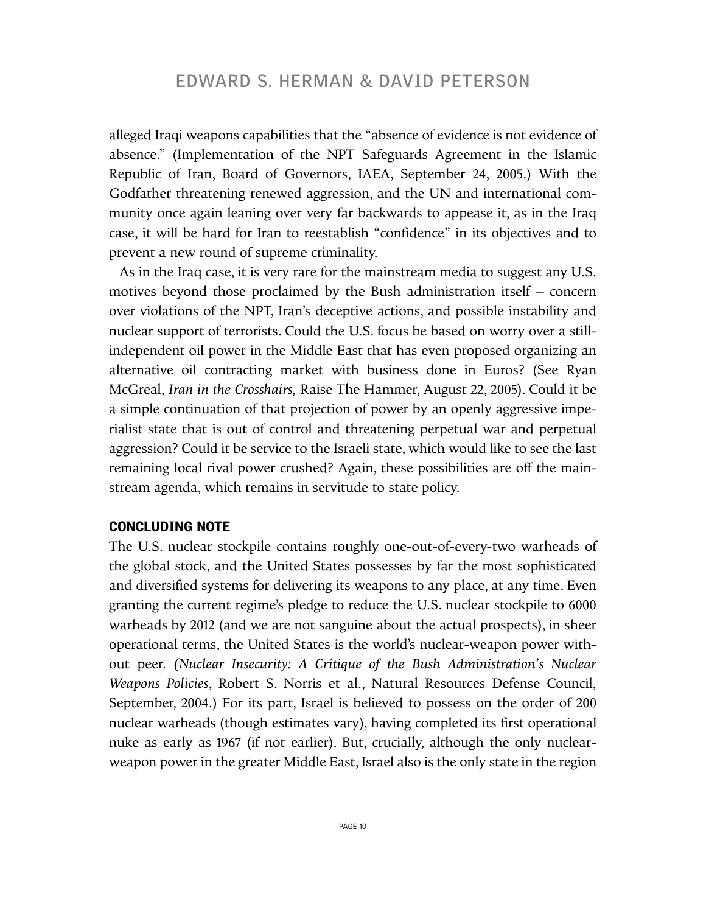alleged Iraqi weapons capabilities that the "absence of evidence is not evidence of absence." (Implementation of the NPT Safeguards Agreement in the Islamic Republic of Iran, Board of Governors, IAEA, September 24, 2005.) With the Godfather threatening renewed aggression, and the UN and international community once again leaning over very far backwards to appease it, as in the Iraq case, it will be hard for Iran to reestablish "confidence" in its objectives and to prevent a new round of supreme criminality.

As in the Iraq case, it is very rare for the mainstream media to suggest any U.S. motives beyond those proclaimed by the Bush administration itself – concern over violations of the NPT, Iran's deceptive actions, and possible instability and nuclear support of terrorists. Could the U.S. focus be based on worry over a still-independent oil power in the Middle East that has even proposed organizing an alternative oil contracting market with business done in Euros? (See Ryan McGreal, *Iran in the Crosshairs,* Raise The Hammer, August 22, 2005). Could it be a simple continuation of that projection of power by an openly aggressive imperialist state that is out of control and threatening perpetual war and perpetual aggression? Could it be service to the Israeli state, which would like to see the last remaining local rival power crushed? Again, these possibilities are off the mainstream agenda, which remains in servitude to state policy.

## CONCLUDING NOTE

The U.S. nuclear stockpile contains roughly one-out-of-every-two warheads of the global stock, and the United States possesses by far the most sophisticated and diversified systems for delivering its weapons to any place, at any time. Even granting the current regime's pledge to reduce the U.S. nuclear stockpile to 6000 warheads by 2012 (and we are not sanguine about the actual prospects), in sheer operational terms, the United States is the world's nuclear-weapon power without peer. (*Nuclear Insecurity: A Critique of the Bush Administration's Nuclear Weapons Policies*, Robert S. Norris et al., Natural Resources Defense Council, September, 2004.) For its part, Israel is believed to possess on the order of 200 nuclear warheads (though estimates vary), having completed its first operational nuke as early as 1967 (if not earlier). But, crucially, although the only nuclear-weapon power in the greater Middle East, Israel also is the only state in the region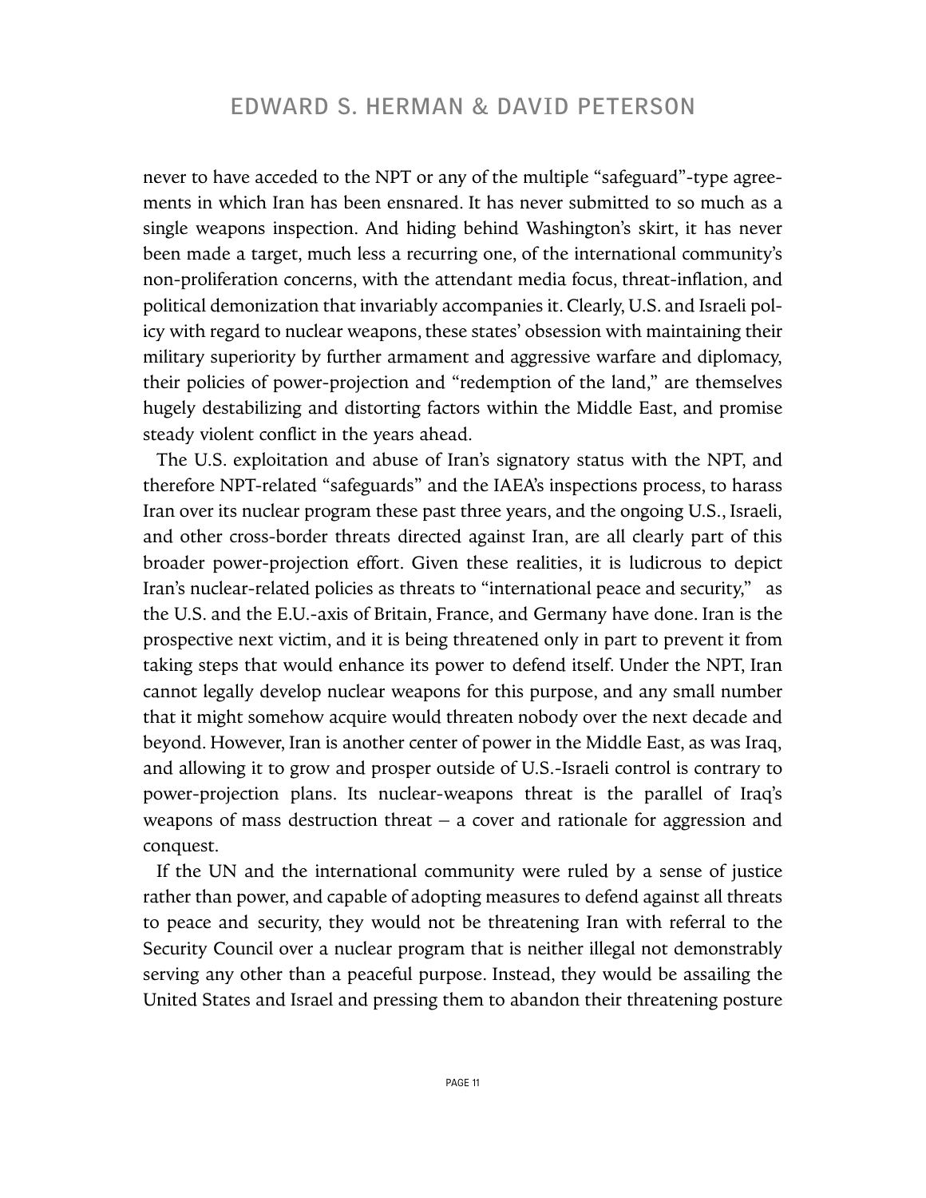never to have acceded to the NPT or any of the multiple "safeguard"-type agreements in which Iran has been ensnared. It has never submitted to so much as a single weapons inspection. And hiding behind Washington's skirt, it has never been made a target, much less a recurring one, of the international community's non-proliferation concerns, with the attendant media focus, threat-inflation, and political demonization that invariably accompanies it. Clearly, U.S. and Israeli policy with regard to nuclear weapons, these states' obsession with maintaining their military superiority by further armament and aggressive warfare and diplomacy, their policies of power-projection and "redemption of the land," are themselves hugely destabilizing and distorting factors within the Middle East, and promise steady violent conflict in the years ahead.

The U.S. exploitation and abuse of Iran's signatory status with the NPT, and therefore NPT-related "safeguards" and the IAEA's inspections process, to harass Iran over its nuclear program these past three years, and the ongoing U.S., Israeli, and other cross-border threats directed against Iran, are all clearly part of this broader power-projection effort. Given these realities, it is ludicrous to depict Iran's nuclear-related policies as threats to "international peace and security," as the U.S. and the E.U.-axis of Britain, France, and Germany have done. Iran is the prospective next victim, and it is being threatened only in part to prevent it from taking steps that would enhance its power to defend itself. Under the NPT, Iran cannot legally develop nuclear weapons for this purpose, and any small number that it might somehow acquire would threaten nobody over the next decade and beyond. However, Iran is another center of power in the Middle East, as was Iraq, and allowing it to grow and prosper outside of U.S.-Israeli control is contrary to power-projection plans. Its nuclear-weapons threat is the parallel of Iraq's weapons of mass destruction threat – a cover and rationale for aggression and conquest.

If the UN and the international community were ruled by a sense of justice rather than power, and capable of adopting measures to defend against all threats to peace and security, they would not be threatening Iran with referral to the Security Council over a nuclear program that is neither illegal not demonstrably serving any other than a peaceful purpose. Instead, they would be assailing the United States and Israel and pressing them to abandon their threatening posture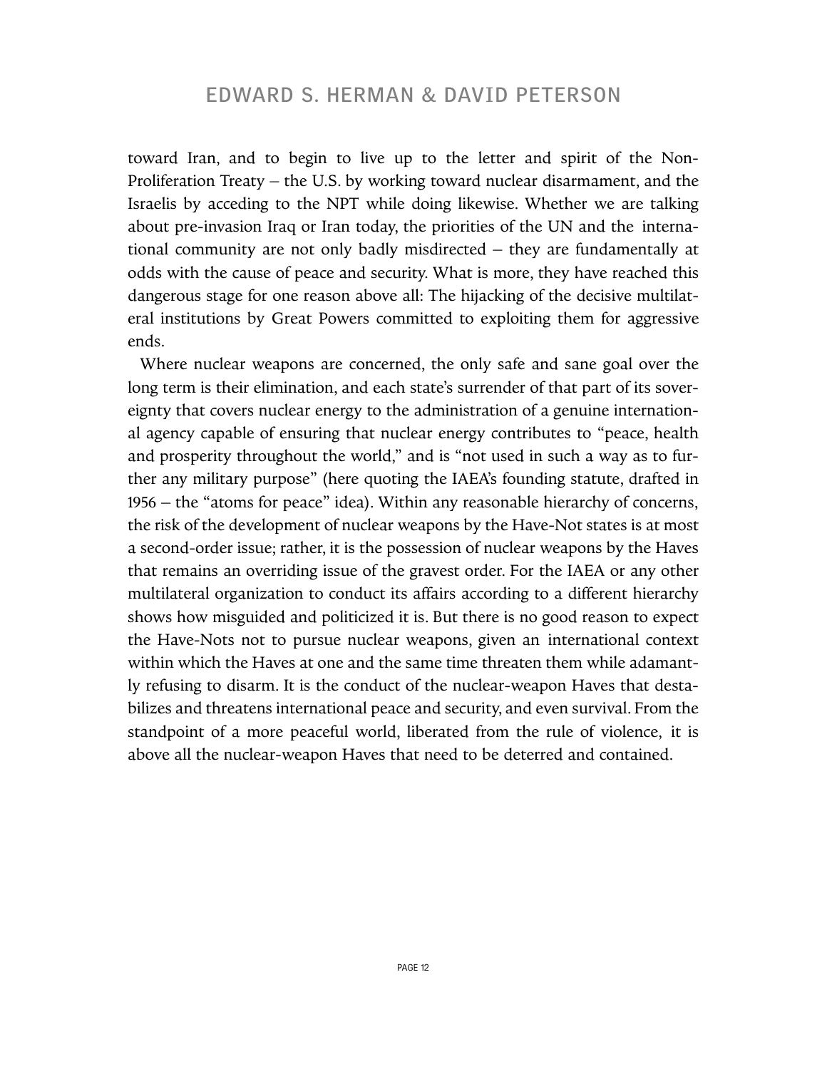toward Iran, and to begin to live up to the letter and spirit of the Non-Proliferation Treaty – the U.S. by working toward nuclear disarmament, and the Israelis by acceding to the NPT while doing likewise. Whether we are talking about pre-invasion Iraq or Iran today, the priorities of the UN and the international community are not only badly misdirected – they are fundamentally at odds with the cause of peace and security. What is more, they have reached this dangerous stage for one reason above all: The hijacking of the decisive multilateral institutions by Great Powers committed to exploiting them for aggressive ends.

Where nuclear weapons are concerned, the only safe and sane goal over the long term is their elimination, and each state's surrender of that part of its sovereignty that covers nuclear energy to the administration of a genuine international agency capable of ensuring that nuclear energy contributes to "peace, health and prosperity throughout the world," and is "not used in such a way as to further any military purpose" (here quoting the IAEA's founding statute, drafted in 1956 – the "atoms for peace" idea). Within any reasonable hierarchy of concerns, the risk of the development of nuclear weapons by the Have-Not states is at most a second-order issue; rather, it is the possession of nuclear weapons by the Haves that remains an overriding issue of the gravest order. For the IAEA or any other multilateral organization to conduct its affairs according to a different hierarchy shows how misguided and politicized it is. But there is no good reason to expect the Have-Nots not to pursue nuclear weapons, given an international context within which the Haves at one and the same time threaten them while adamantly refusing to disarm. It is the conduct of the nuclear-weapon Haves that destabilizes and threatens international peace and security, and even survival. From the standpoint of a more peaceful world, liberated from the rule of violence, it is above all the nuclear-weapon Haves that need to be deterred and contained.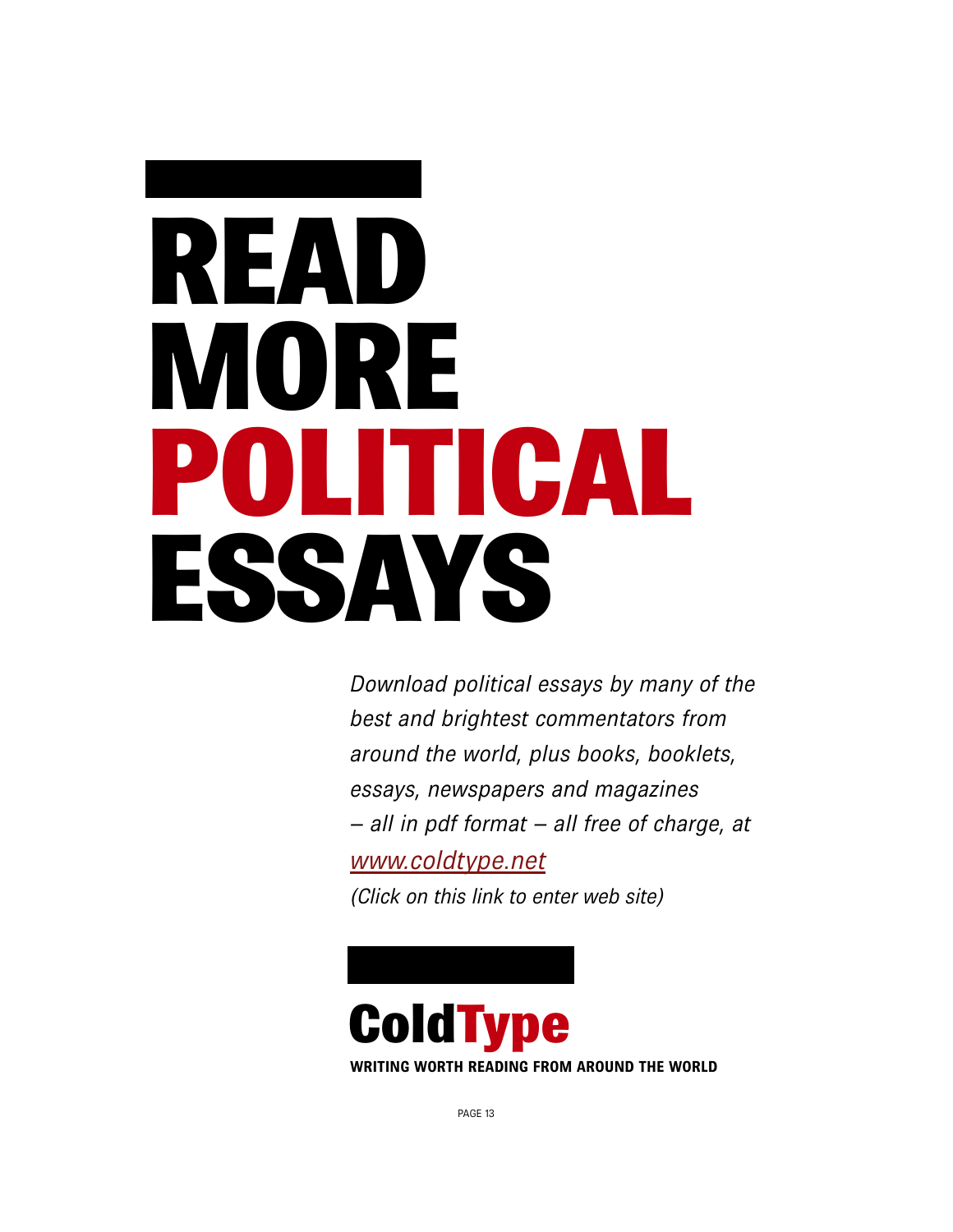# READ MORE POLITICAL ESSAYS

*Download political essays by many of the best and brightest commentators from around the world, plus books, booklets, essays, newspapers and magazines – all in pdf format – all free of charge, at [www.coldtype.net](http://www.coldtype.net)*

*(Click on this link to enter web site)*

**ColdType**

**WRITING WORTH READING FROM AROUND THE WORLD**